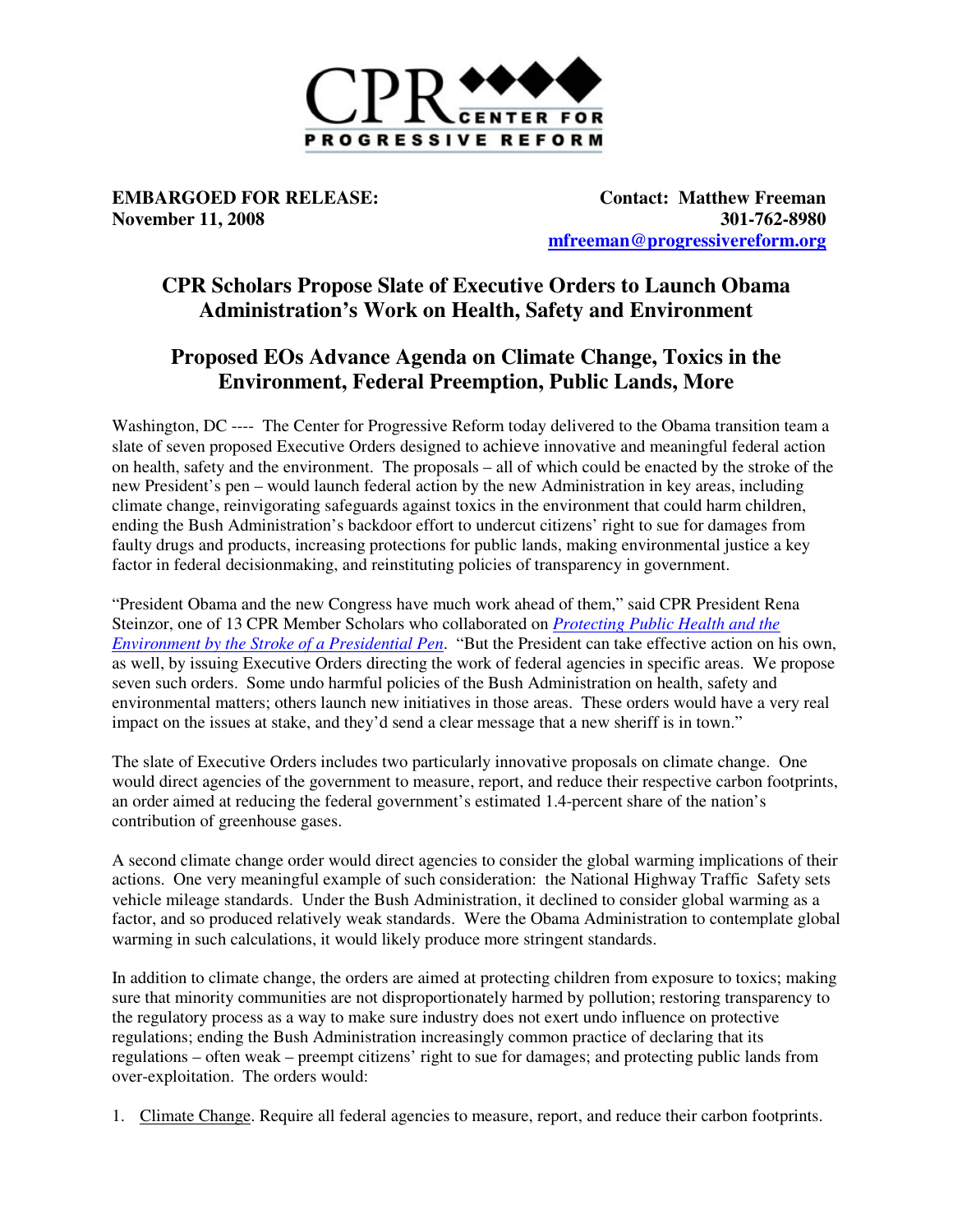CPR CENTER FOR PROGRESSIVE REFORM

**EMBARGOED FOR RELEASE:**
**November 11, 2008**

**Contact: Matthew Freeman**
**301-762-8980**
**mfreeman@progressivereform.org**

# CPR Scholars Propose Slate of Executive Orders to Launch Obama Administration's Work on Health, Safety and Environment

## Proposed EOs Advance Agenda on Climate Change, Toxics in the Environment, Federal Preemption, Public Lands, More

Washington, DC ---- The Center for Progressive Reform today delivered to the Obama transition team a slate of seven proposed Executive Orders designed to achieve innovative and meaningful federal action on health, safety and the environment. The proposals – all of which could be enacted by the stroke of the new President's pen – would launch federal action by the new Administration in key areas, including climate change, reinvigorating safeguards against toxics in the environment that could harm children, ending the Bush Administration's backdoor effort to undercut citizens' right to sue for damages from faulty drugs and products, increasing protections for public lands, making environmental justice a key factor in federal decisionmaking, and reinstituting policies of transparency in government.

"President Obama and the new Congress have much work ahead of them," said CPR President Rena Steinzor, one of 13 CPR Member Scholars who collaborated on *Protecting Public Health and the Environment by the Stroke of a Presidential Pen*. "But the President can take effective action on his own, as well, by issuing Executive Orders directing the work of federal agencies in specific areas. We propose seven such orders. Some undo harmful policies of the Bush Administration on health, safety and environmental matters; others launch new initiatives in those areas. These orders would have a very real impact on the issues at stake, and they'd send a clear message that a new sheriff is in town."

The slate of Executive Orders includes two particularly innovative proposals on climate change. One would direct agencies of the government to measure, report, and reduce their respective carbon footprints, an order aimed at reducing the federal government's estimated 1.4-percent share of the nation's contribution of greenhouse gases.

A second climate change order would direct agencies to consider the global warming implications of their actions. One very meaningful example of such consideration: the National Highway Traffic Safety sets vehicle mileage standards. Under the Bush Administration, it declined to consider global warming as a factor, and so produced relatively weak standards. Were the Obama Administration to contemplate global warming in such calculations, it would likely produce more stringent standards.

In addition to climate change, the orders are aimed at protecting children from exposure to toxics; making sure that minority communities are not disproportionately harmed by pollution; restoring transparency to the regulatory process as a way to make sure industry does not exert undo influence on protective regulations; ending the Bush Administration increasingly common practice of declaring that its regulations – often weak – preempt citizens' right to sue for damages; and protecting public lands from over-exploitation. The orders would:

1. Climate Change. Require all federal agencies to measure, report, and reduce their carbon footprints.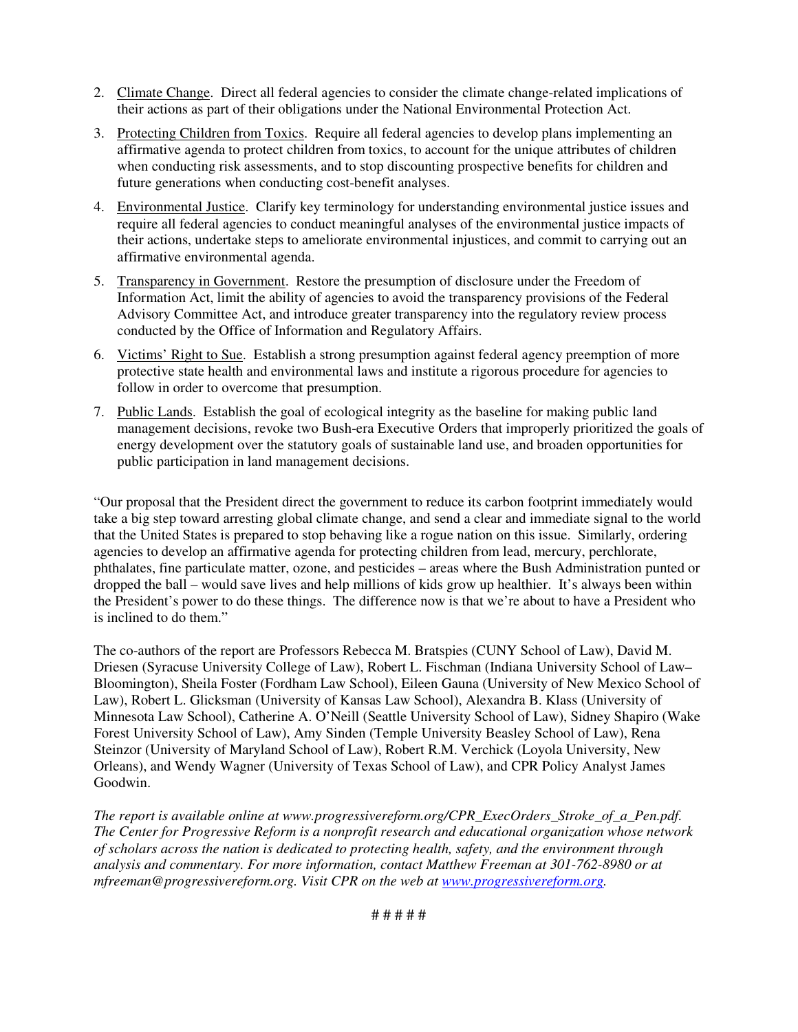2. Climate Change. Direct all federal agencies to consider the climate change-related implications of their actions as part of their obligations under the National Environmental Protection Act.
3. Protecting Children from Toxics. Require all federal agencies to develop plans implementing an affirmative agenda to protect children from toxics, to account for the unique attributes of children when conducting risk assessments, and to stop discounting prospective benefits for children and future generations when conducting cost-benefit analyses.
4. Environmental Justice. Clarify key terminology for understanding environmental justice issues and require all federal agencies to conduct meaningful analyses of the environmental justice impacts of their actions, undertake steps to ameliorate environmental injustices, and commit to carrying out an affirmative environmental agenda.
5. Transparency in Government. Restore the presumption of disclosure under the Freedom of Information Act, limit the ability of agencies to avoid the transparency provisions of the Federal Advisory Committee Act, and introduce greater transparency into the regulatory review process conducted by the Office of Information and Regulatory Affairs.
6. Victims' Right to Sue. Establish a strong presumption against federal agency preemption of more protective state health and environmental laws and institute a rigorous procedure for agencies to follow in order to overcome that presumption.
7. Public Lands. Establish the goal of ecological integrity as the baseline for making public land management decisions, revoke two Bush-era Executive Orders that improperly prioritized the goals of energy development over the statutory goals of sustainable land use, and broaden opportunities for public participation in land management decisions.

"Our proposal that the President direct the government to reduce its carbon footprint immediately would take a big step toward arresting global climate change, and send a clear and immediate signal to the world that the United States is prepared to stop behaving like a rogue nation on this issue. Similarly, ordering agencies to develop an affirmative agenda for protecting children from lead, mercury, perchlorate, phthalates, fine particulate matter, ozone, and pesticides – areas where the Bush Administration punted or dropped the ball – would save lives and help millions of kids grow up healthier. It's always been within the President's power to do these things. The difference now is that we're about to have a President who is inclined to do them."

The co-authors of the report are Professors Rebecca M. Bratspies (CUNY School of Law), David M. Driesen (Syracuse University College of Law), Robert L. Fischman (Indiana University School of Law–Bloomington), Sheila Foster (Fordham Law School), Eileen Gauna (University of New Mexico School of Law), Robert L. Glicksman (University of Kansas Law School), Alexandra B. Klass (University of Minnesota Law School), Catherine A. O'Neill (Seattle University School of Law), Sidney Shapiro (Wake Forest University School of Law), Amy Sinden (Temple University Beasley School of Law), Rena Steinzor (University of Maryland School of Law), Robert R.M. Verchick (Loyola University, New Orleans), and Wendy Wagner (University of Texas School of Law), and CPR Policy Analyst James Goodwin.

*The report is available online at www.progressivereform.org/CPR_ExecOrders_Stroke_of_a_Pen.pdf. The Center for Progressive Reform is a nonprofit research and educational organization whose network of scholars across the nation is dedicated to protecting health, safety, and the environment through analysis and commentary. For more information, contact Matthew Freeman at 301-762-8980 or at mfreeman@progressivereform.org. Visit CPR on the web at www.progressivereform.org.*

# # # # #